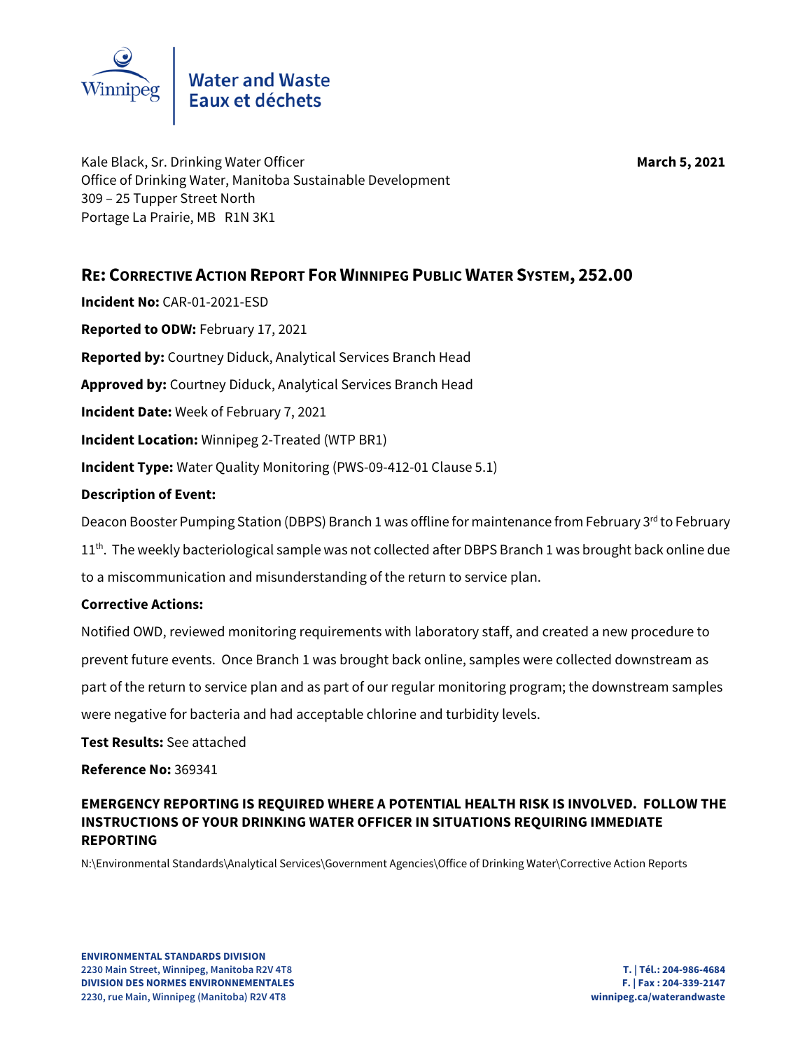Water and Waste
Eaux et déchets

Kale Black, Sr. Drinking Water Officer
Office of Drinking Water, Manitoba Sustainable Development
309 – 25 Tupper Street North
Portage La Prairie, MB R1N 3K1

**March 5, 2021**

## RE: CORRECTIVE ACTION REPORT FOR WINNIPEG PUBLIC WATER SYSTEM, 252.00

**Incident No:** CAR-01-2021-ESD

**Reported to ODW:** February 17, 2021

**Reported by:** Courtney Diduck, Analytical Services Branch Head

**Approved by:** Courtney Diduck, Analytical Services Branch Head

**Incident Date:** Week of February 7, 2021

**Incident Location:** Winnipeg 2-Treated (WTP BR1)

**Incident Type:** Water Quality Monitoring (PWS-09-412-01 Clause 5.1)

**Description of Event:**

Deacon Booster Pumping Station (DBPS) Branch 1 was offline for maintenance from February 3rd to February 11th. The weekly bacteriological sample was not collected after DBPS Branch 1 was brought back online due to a miscommunication and misunderstanding of the return to service plan.

**Corrective Actions:**

Notified OWD, reviewed monitoring requirements with laboratory staff, and created a new procedure to prevent future events. Once Branch 1 was brought back online, samples were collected downstream as part of the return to service plan and as part of our regular monitoring program; the downstream samples were negative for bacteria and had acceptable chlorine and turbidity levels.

**Test Results:** See attached

**Reference No:** 369341

**EMERGENCY REPORTING IS REQUIRED WHERE A POTENTIAL HEALTH RISK IS INVOLVED. FOLLOW THE INSTRUCTIONS OF YOUR DRINKING WATER OFFICER IN SITUATIONS REQUIRING IMMEDIATE REPORTING**

N:\Environmental Standards\Analytical Services\Government Agencies\Office of Drinking Water\Corrective Action Reports

**ENVIRONMENTAL STANDARDS DIVISION**
**2230 Main Street, Winnipeg, Manitoba R2V 4T8**
**DIVISION DES NORMES ENVIRONNEMENTALES**
**2230, rue Main, Winnipeg (Manitoba) R2V 4T8**

**T. | Tél.: 204-986-4684**
**F. | Fax : 204-339-2147**
**winnipeg.ca/waterandwaste**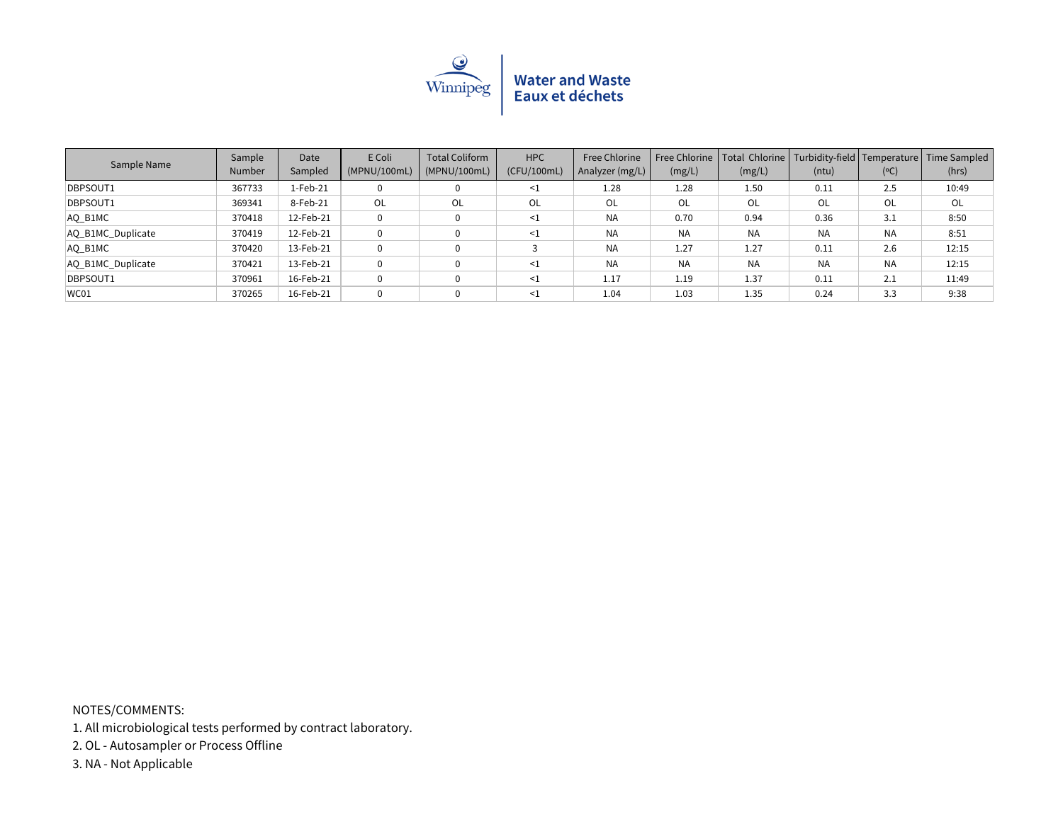Winnipeg | Water and Waste
Eaux et déchets

| Sample Name | Sample Number | Date Sampled | E Coli (MPNU/100mL) | Total Coliform (MPNU/100mL) | HPC (CFU/100mL) | Free Chlorine Analyzer (mg/L) | Free Chlorine (mg/L) | Total Chlorine (mg/L) | Turbidity-field (ntu) | Temperature (ºC) | Time Sampled (hrs) |
|---|---|---|---|---|---|---|---|---|---|---|---|
| DBPSOUT1 | 367733 | 1-Feb-21 | 0 | 0 | <1 | 1.28 | 1.28 | 1.50 | 0.11 | 2.5 | 10:49 |
| DBPSOUT1 | 369341 | 8-Feb-21 | OL | OL | OL | OL | OL | OL | OL | OL | OL |
| AQ_B1MC | 370418 | 12-Feb-21 | 0 | 0 | <1 | NA | 0.70 | 0.94 | 0.36 | 3.1 | 8:50 |
| AQ_B1MC_Duplicate | 370419 | 12-Feb-21 | 0 | 0 | <1 | NA | NA | NA | NA | NA | 8:51 |
| AQ_B1MC | 370420 | 13-Feb-21 | 0 | 0 | 3 | NA | 1.27 | 1.27 | 0.11 | 2.6 | 12:15 |
| AQ_B1MC_Duplicate | 370421 | 13-Feb-21 | 0 | 0 | <1 | NA | NA | NA | NA | NA | 12:15 |
| DBPSOUT1 | 370961 | 16-Feb-21 | 0 | 0 | <1 | 1.17 | 1.19 | 1.37 | 0.11 | 2.1 | 11:49 |
| WC01 | 370265 | 16-Feb-21 | 0 | 0 | <1 | 1.04 | 1.03 | 1.35 | 0.24 | 3.3 | 9:38 |

NOTES/COMMENTS:

1. All microbiological tests performed by contract laboratory.
2. OL - Autosampler or Process Offline
3. NA - Not Applicable